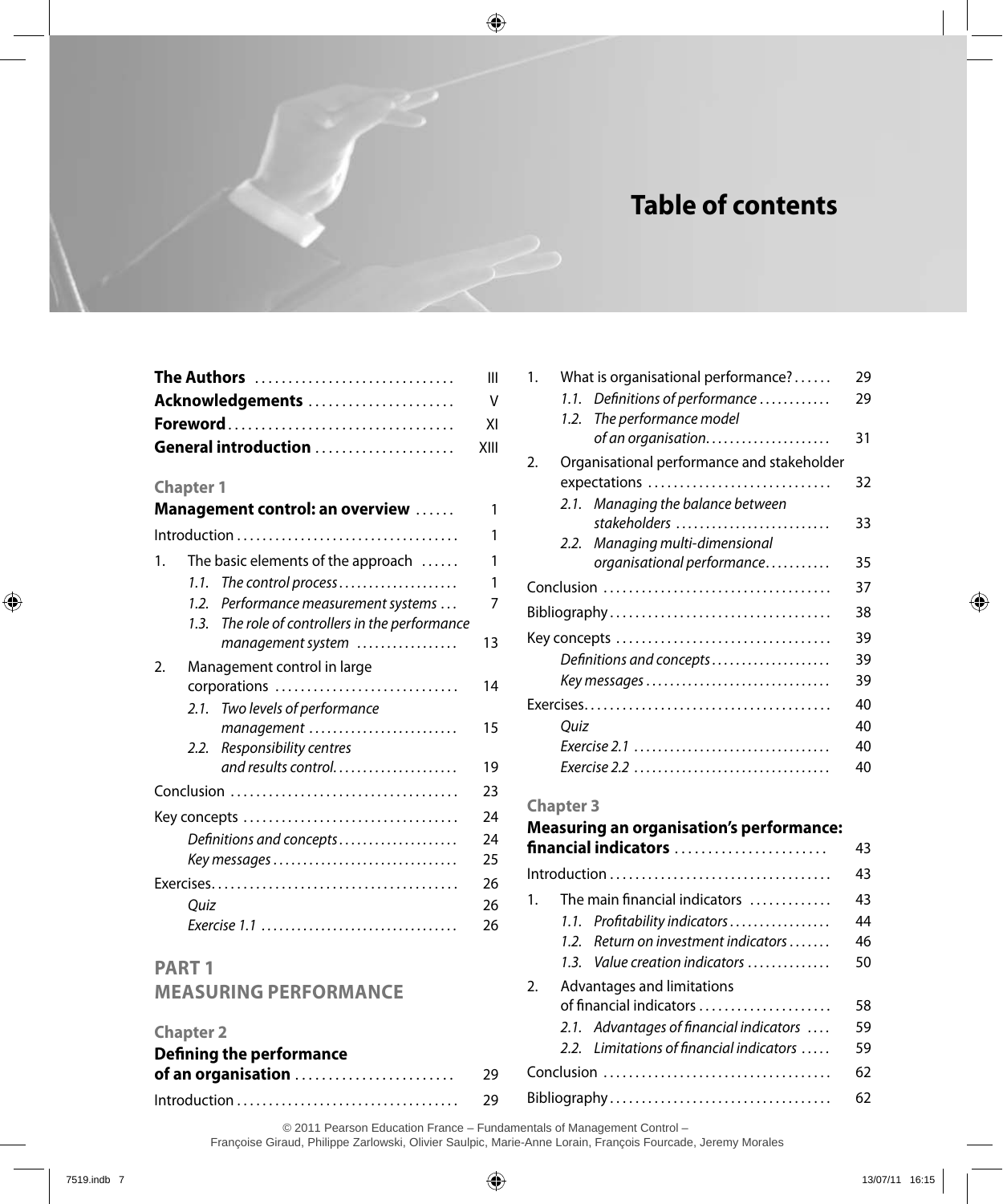# Table of contents

**The Authors** ..... III
**Acknowledgements** ..... V
**Foreword** ..... XI
**General introduction** ..... XIII

## Chapter 1
## Management control: an overview ..... 1

Introduction ..... 1

1. The basic elements of the approach ..... 1
   - *1.1. The control process* ..... 1
   - *1.2. Performance measurement systems* ..... 7
   - *1.3. The role of controllers in the performance management system* ..... 13
2. Management control in large corporations ..... 14
   - *2.1. Two levels of performance management* ..... 15
   - *2.2. Responsibility centres and results control* ..... 19

Conclusion ..... 23

Key concepts ..... 24
- *Definitions and concepts* ..... 24
- *Key messages* ..... 25

Exercises ..... 26
- *Quiz* ..... 26
- *Exercise 1.1* ..... 26

# PART 1
# MEASURING PERFORMANCE

## Chapter 2
## Defining the performance of an organisation ..... 29

Introduction ..... 29

1. What is organisational performance? ..... 29
   - *1.1. Definitions of performance* ..... 29
   - *1.2. The performance model of an organisation* ..... 31
2. Organisational performance and stakeholder expectations ..... 32
   - *2.1. Managing the balance between stakeholders* ..... 33
   - *2.2. Managing multi-dimensional organisational performance* ..... 35

Conclusion ..... 37

Bibliography ..... 38

Key concepts ..... 39
- *Definitions and concepts* ..... 39
- *Key messages* ..... 39

Exercises ..... 40
- *Quiz* ..... 40
- *Exercise 2.1* ..... 40
- *Exercise 2.2* ..... 40

## Chapter 3
## Measuring an organisation's performance: financial indicators ..... 43

Introduction ..... 43

1. The main financial indicators ..... 43
   - *1.1. Profitability indicators* ..... 44
   - *1.2. Return on investment indicators* ..... 46
   - *1.3. Value creation indicators* ..... 50
2. Advantages and limitations of financial indicators ..... 58
   - *2.1. Advantages of financial indicators* ..... 59
   - *2.2. Limitations of financial indicators* ..... 59

Conclusion ..... 62

Bibliography ..... 62

© 2011 Pearson Education France – Fundamentals of Management Control – Françoise Giraud, Philippe Zarlowski, Olivier Saulpic, Marie-Anne Lorain, François Fourcade, Jeremy Morales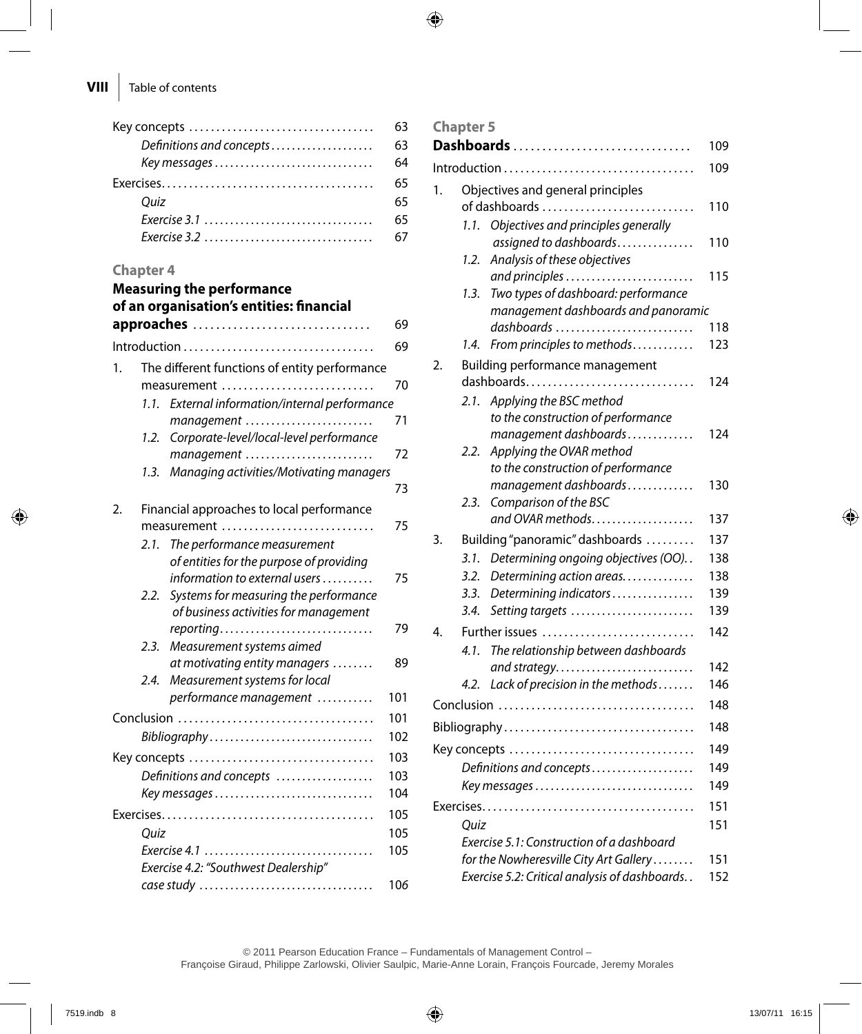Key concepts ................................. 63

*Definitions and concepts* ................... 63

*Key messages* .............................. 64

Exercises...................................... 65

*Quiz* 65

*Exercise 3.1* ............................... 65

*Exercise 3.2* ............................... 67

## Chapter 4

## Measuring the performance of an organisation's entities: financial approaches ............................... 69

Introduction .................................. 69

1. The different functions of entity performance measurement ........................... 70
   - 1.1. *External information/internal performance management* ........................ 71
   - 1.2. *Corporate-level/local-level performance management* ........................ 72
   - 1.3. *Managing activities/Motivating managers* 73
2. Financial approaches to local performance measurement ........................... 75
   - 2.1. *The performance measurement of entities for the purpose of providing information to external users* ......... 75
   - 2.2. *Systems for measuring the performance of business activities for management reporting*............................. 79
   - 2.3. *Measurement systems aimed at motivating entity managers* ........ 89
   - 2.4. *Measurement systems for local performance management* .......... 101

Conclusion ................................... 101

*Bibliography*............................... 102

Key concepts ................................. 103

*Definitions and concepts* .................. 103

*Key messages*.............................. 104

Exercises...................................... 105

*Quiz* 105

*Exercise 4.1* ............................... 105

*Exercise 4.2: "Southwest Dealership" case study* ................................. 106

## Chapter 5

## Dashboards .............................. 109

Introduction .................................. 109

1. Objectives and general principles of dashboards ........................... 110
   - 1.1. *Objectives and principles generally assigned to dashboards*.............. 110
   - 1.2. *Analysis of these objectives and principles* ........................ 115
   - 1.3. *Two types of dashboard: performance management dashboards and panoramic dashboards* .......................... 118
   - 1.4. *From principles to methods*........... 123
2. Building performance management dashboards............................... 124
   - 2.1. *Applying the BSC method to the construction of performance management dashboards*............ 124
   - 2.2. *Applying the OVAR method to the construction of performance management dashboards*............ 130
   - 2.3. *Comparison of the BSC and OVAR methods*................... 137
3. Building "panoramic" dashboards ......... 137
   - 3.1. *Determining ongoing objectives (OO)*.. 138
   - 3.2. *Determining action areas*............. 138
   - 3.3. *Determining indicators*................ 139
   - 3.4. *Setting targets* ........................ 139
4. Further issues ........................... 142
   - 4.1. *The relationship between dashboards and strategy*.......................... 142
   - 4.2. *Lack of precision in the methods*....... 146

Conclusion ................................... 148

Bibliography.................................. 148

Key concepts ................................. 149

*Definitions and concepts*................... 149

*Key messages* .............................. 149

Exercises...................................... 151

*Quiz* 151

*Exercise 5.1: Construction of a dashboard for the Nowheresville City Art Gallery* ........ 151

*Exercise 5.2: Critical analysis of dashboards*.. 152

© 2011 Pearson Education France – Fundamentals of Management Control – Françoise Giraud, Philippe Zarlowski, Olivier Saulpic, Marie-Anne Lorain, François Fourcade, Jeremy Morales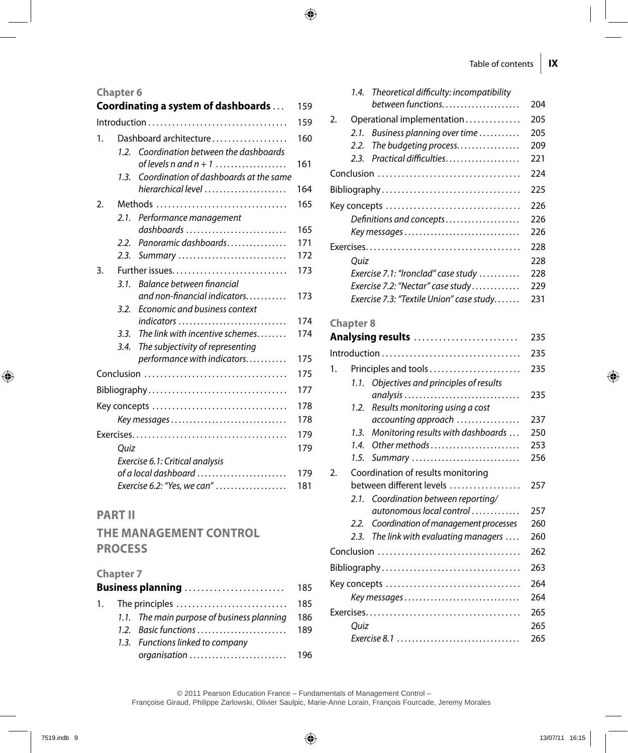### Chapter 6

**Coordinating a system of dashboards** ... 159

Introduction ... 159

1. Dashboard architecture ... 160
   - *1.2. Coordination between the dashboards of levels n and n + 1* ... 161
   - *1.3. Coordination of dashboards at the same hierarchical level* ... 164
2. Methods ... 165
   - *2.1. Performance management dashboards* ... 165
   - *2.2. Panoramic dashboards* ... 171
   - *2.3. Summary* ... 172
3. Further issues ... 173
   - *3.1. Balance between financial and non-financial indicators* ... 173
   - *3.2. Economic and business context indicators* ... 174
   - *3.3. The link with incentive schemes* ... 174
   - *3.4. The subjectivity of representing performance with indicators* ... 175

Conclusion ... 175

Bibliography ... 177

Key concepts ... 178
- *Key messages* ... 178

Exercises ... 179
- *Quiz* ... 179
- *Exercise 6.1: Critical analysis of a local dashboard* ... 179
- *Exercise 6.2: "Yes, we can"* ... 181

## PART II

## THE MANAGEMENT CONTROL PROCESS

### Chapter 7

**Business planning** ... 185

1. The principles ... 185
   - *1.1. The main purpose of business planning* ... 186
   - *1.2. Basic functions* ... 189
   - *1.3. Functions linked to company organisation* ... 196
   - *1.4. Theoretical difficulty: incompatibility between functions* ... 204
2. Operational implementation ... 205
   - *2.1. Business planning over time* ... 205
   - *2.2. The budgeting process* ... 209
   - *2.3. Practical difficulties* ... 221

Conclusion ... 224

Bibliography ... 225

Key concepts ... 226
- *Definitions and concepts* ... 226
- *Key messages* ... 226

Exercises ... 228
- *Quiz* ... 228
- *Exercise 7.1: "Ironclad" case study* ... 228
- *Exercise 7.2: "Nectar" case study* ... 229
- *Exercise 7.3: "Textile Union" case study* ... 231

### Chapter 8

**Analysing results** ... 235

Introduction ... 235

1. Principles and tools ... 235
   - *1.1. Objectives and principles of results analysis* ... 235
   - *1.2. Results monitoring using a cost accounting approach* ... 237
   - *1.3. Monitoring results with dashboards* ... 250
   - *1.4. Other methods* ... 253
   - *1.5. Summary* ... 256
2. Coordination of results monitoring between different levels ... 257
   - *2.1. Coordination between reporting/autonomous local control* ... 257
   - *2.2. Coordination of management processes* ... 260
   - *2.3. The link with evaluating managers* ... 260

Conclusion ... 262

Bibliography ... 263

Key concepts ... 264
- *Key messages* ... 264

Exercises ... 265
- *Quiz* ... 265
- *Exercise 8.1* ... 265

© 2011 Pearson Education France – Fundamentals of Management Control – Françoise Giraud, Philippe Zarlowski, Olivier Saulpic, Marie-Anne Lorain, François Fourcade, Jeremy Morales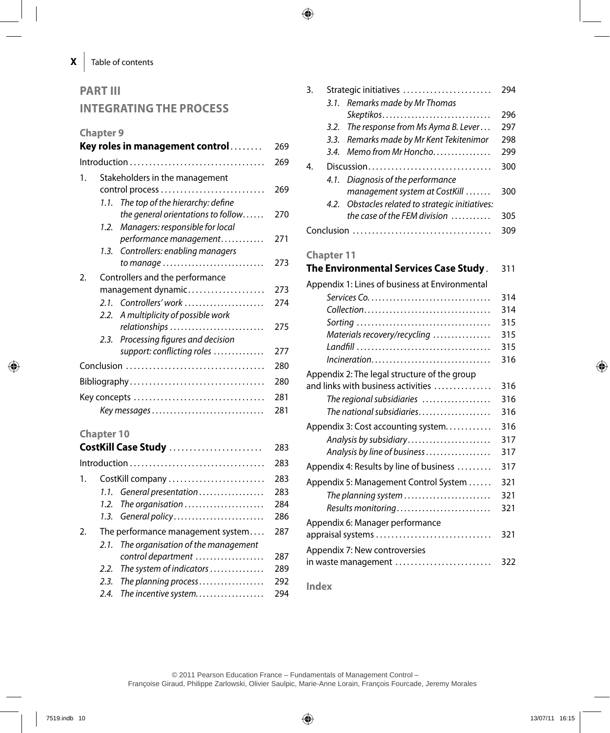## PART III

## INTEGRATING THE PROCESS

### Chapter 9

**Key roles in management control** ........ 269

Introduction ........ 269

1. Stakeholders in the management control process ........ 269
   - *1.1. The top of the hierarchy: define the general orientations to follow* ........ 270
   - *1.2. Managers: responsible for local performance management* ........ 271
   - *1.3. Controllers: enabling managers to manage* ........ 273
2. Controllers and the performance management dynamic ........ 273
   - *2.1. Controllers' work* ........ 274
   - *2.2. A multiplicity of possible work relationships* ........ 275
   - *2.3. Processing figures and decision support: conflicting roles* ........ 277

Conclusion ........ 280

Bibliography ........ 280

Key concepts ........ 281

*Key messages* ........ 281

### Chapter 10

**CostKill Case Study** ........ 283

Introduction ........ 283

1. CostKill company ........ 283
   - *1.1. General presentation* ........ 283
   - *1.2. The organisation* ........ 284
   - *1.3. General policy* ........ 286
2. The performance management system ........ 287
   - *2.1. The organisation of the management control department* ........ 287
   - *2.2. The system of indicators* ........ 289
   - *2.3. The planning process* ........ 292
   - *2.4. The incentive system* ........ 294
3. Strategic initiatives ........ 294
   - *3.1. Remarks made by Mr Thomas Skeptikos* ........ 296
   - *3.2. The response from Ms Ayma B. Lever* ........ 297
   - *3.3. Remarks made by Mr Kent Tekitenimor* ........ 298
   - *3.4. Memo from Mr Honcho* ........ 299
4. Discussion ........ 300
   - *4.1. Diagnosis of the performance management system at CostKill* ........ 300
   - *4.2. Obstacles related to strategic initiatives: the case of the FEM division* ........ 305

Conclusion ........ 309

### Chapter 11

**The Environmental Services Case Study** . 311

Appendix 1: Lines of business at Environmental Services Co. ........ 314
- *Collection* ........ 314
- *Sorting* ........ 315
- *Materials recovery/recycling* ........ 315
- *Landfill* ........ 315
- *Incineration* ........ 316

Appendix 2: The legal structure of the group and links with business activities ........ 316
- *The regional subsidiaries* ........ 316
- *The national subsidiaries* ........ 316

Appendix 3: Cost accounting system ........ 316
- *Analysis by subsidiary* ........ 317
- *Analysis by line of business* ........ 317

Appendix 4: Results by line of business ........ 317

Appendix 5: Management Control System ........ 321
- *The planning system* ........ 321
- *Results monitoring* ........ 321

Appendix 6: Manager performance appraisal systems ........ 321

Appendix 7: New controversies in waste management ........ 322

### Index

© 2011 Pearson Education France – Fundamentals of Management Control – Françoise Giraud, Philippe Zarlowski, Olivier Saulpic, Marie-Anne Lorain, François Fourcade, Jeremy Morales